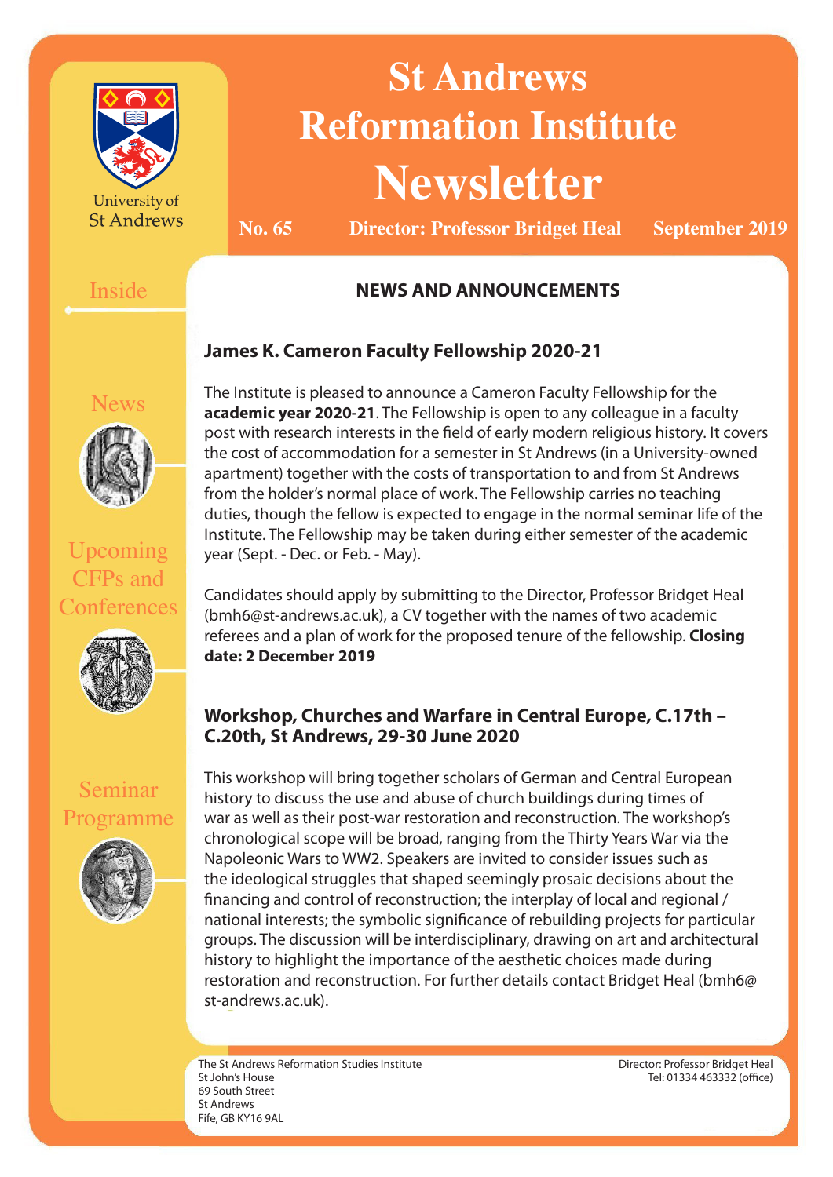University of St Andrews

# St Andrews Reformation Institute Newsletter

**No. 65** **Director: Professor Bridget Heal** **September 2019**

Inside

News

Upcoming CFPs and Conferences

Seminar Programme

## NEWS AND ANNOUNCEMENTS

### James K. Cameron Faculty Fellowship 2020-21

The Institute is pleased to announce a Cameron Faculty Fellowship for the **academic year 2020-21**. The Fellowship is open to any colleague in a faculty post with research interests in the field of early modern religious history. It covers the cost of accommodation for a semester in St Andrews (in a University-owned apartment) together with the costs of transportation to and from St Andrews from the holder's normal place of work. The Fellowship carries no teaching duties, though the fellow is expected to engage in the normal seminar life of the Institute. The Fellowship may be taken during either semester of the academic year (Sept. - Dec. or Feb. - May).

Candidates should apply by submitting to the Director, Professor Bridget Heal (bmh6@st-andrews.ac.uk), a CV together with the names of two academic referees and a plan of work for the proposed tenure of the fellowship. **Closing date: 2 December 2019**

### Workshop, Churches and Warfare in Central Europe, C.17th – C.20th, St Andrews, 29-30 June 2020

This workshop will bring together scholars of German and Central European history to discuss the use and abuse of church buildings during times of war as well as their post-war restoration and reconstruction. The workshop's chronological scope will be broad, ranging from the Thirty Years War via the Napoleonic Wars to WW2. Speakers are invited to consider issues such as the ideological struggles that shaped seemingly prosaic decisions about the financing and control of reconstruction; the interplay of local and regional / national interests; the symbolic significance of rebuilding projects for particular groups. The discussion will be interdisciplinary, drawing on art and architectural history to highlight the importance of the aesthetic choices made during restoration and reconstruction. For further details contact Bridget Heal (bmh6@st-andrews.ac.uk).

The St Andrews Reformation Studies Institute
St John's House
69 South Street
St Andrews
Fife, GB KY16 9AL

Director: Professor Bridget Heal
Tel: 01334 463332 (office)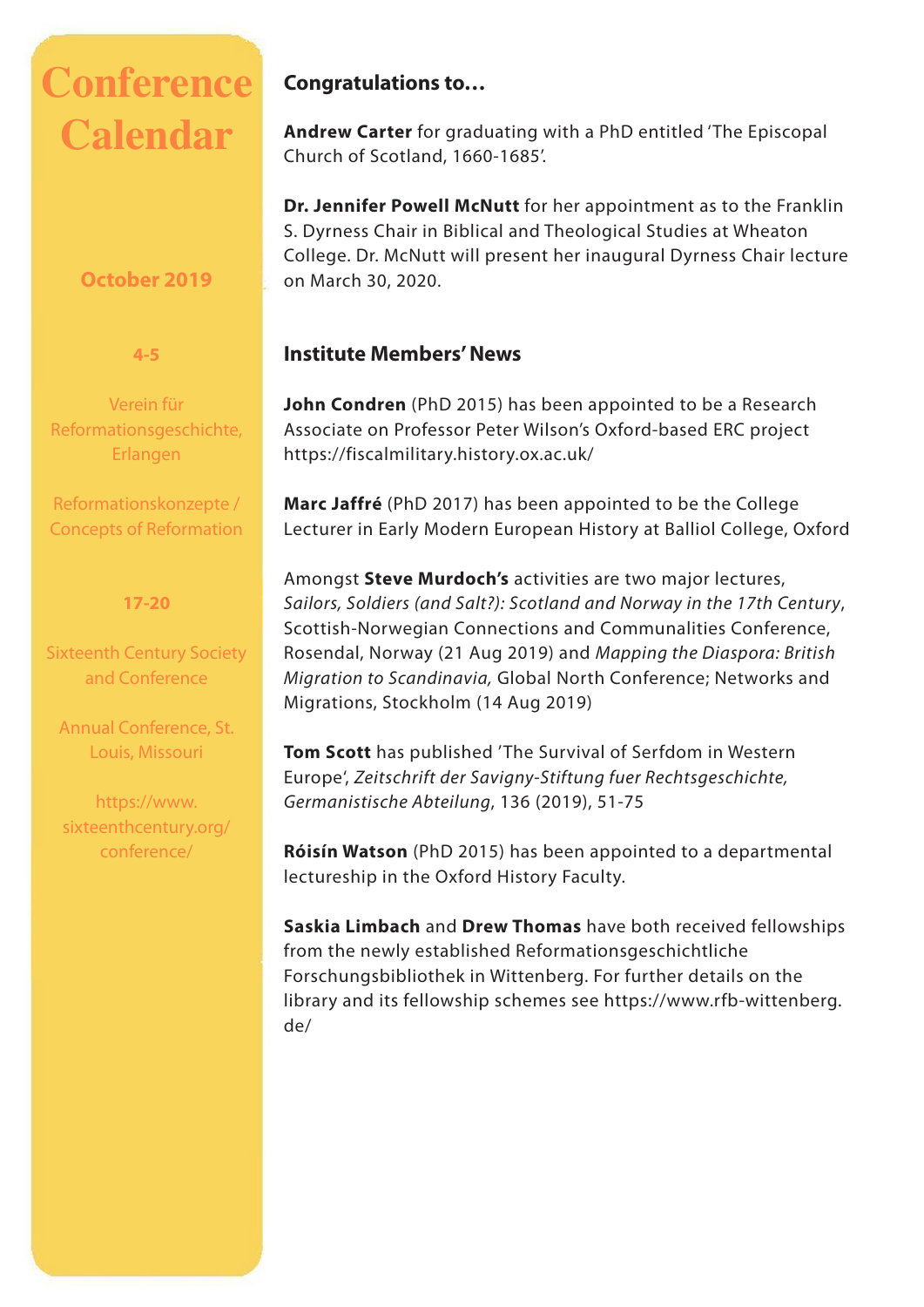# Conference Calendar

**October 2019**

**4-5**

Verein für Reformationsgeschichte, Erlangen

Reformationskonzepte / Concepts of Reformation

**17-20**

Sixteenth Century Society and Conference

Annual Conference, St. Louis, Missouri

https://www.sixteenthcentury.org/conference/

## Congratulations to…

**Andrew Carter** for graduating with a PhD entitled 'The Episcopal Church of Scotland, 1660-1685'.

**Dr. Jennifer Powell McNutt** for her appointment as to the Franklin S. Dyrness Chair in Biblical and Theological Studies at Wheaton College. Dr. McNutt will present her inaugural Dyrness Chair lecture on March 30, 2020.

## Institute Members' News

**John Condren** (PhD 2015) has been appointed to be a Research Associate on Professor Peter Wilson's Oxford-based ERC project https://fiscalmilitary.history.ox.ac.uk/

**Marc Jaffré** (PhD 2017) has been appointed to be the College Lecturer in Early Modern European History at Balliol College, Oxford

Amongst **Steve Murdoch's** activities are two major lectures, *Sailors, Soldiers (and Salt?): Scotland and Norway in the 17th Century*, Scottish-Norwegian Connections and Communalities Conference, Rosendal, Norway (21 Aug 2019) and *Mapping the Diaspora: British Migration to Scandinavia,* Global North Conference; Networks and Migrations, Stockholm (14 Aug 2019)

**Tom Scott** has published 'The Survival of Serfdom in Western Europe', *Zeitschrift der Savigny-Stiftung fuer Rechtsgeschichte, Germanistische Abteilung*, 136 (2019), 51-75

**Róisín Watson** (PhD 2015) has been appointed to a departmental lectureship in the Oxford History Faculty.

**Saskia Limbach** and **Drew Thomas** have both received fellowships from the newly established Reformationsgeschichtliche Forschungsbibliothek in Wittenberg. For further details on the library and its fellowship schemes see https://www.rfb-wittenberg.de/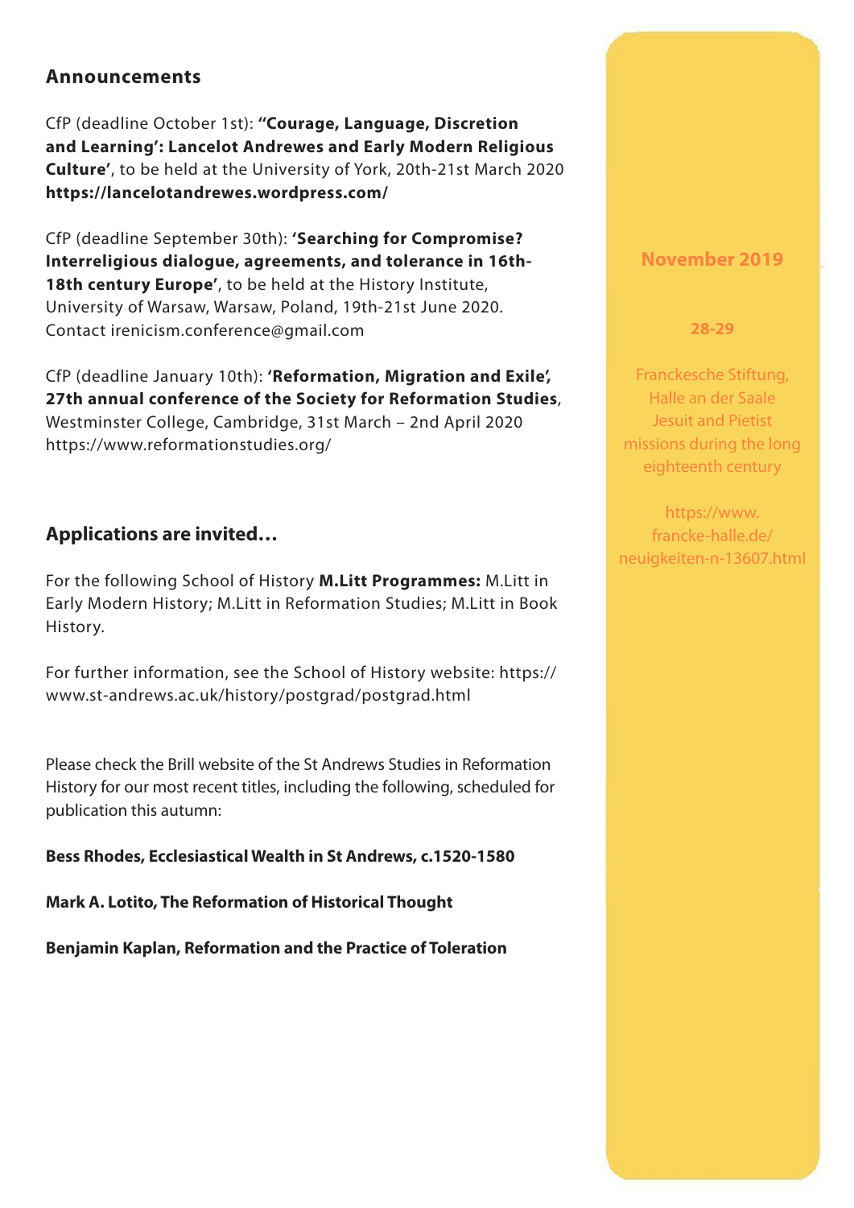## Announcements

CfP (deadline October 1st): **"Courage, Language, Discretion and Learning': Lancelot Andrewes and Early Modern Religious Culture'**, to be held at the University of York, 20th-21st March 2020 **https://lancelotandrewes.wordpress.com/**

CfP (deadline September 30th): **'Searching for Compromise? Interreligious dialogue, agreements, and tolerance in 16th-18th century Europe'**, to be held at the History Institute, University of Warsaw, Warsaw, Poland, 19th-21st June 2020. Contact irenicism.conference@gmail.com

CfP (deadline January 10th): **'Reformation, Migration and Exile', 27th annual conference of the Society for Reformation Studies**, Westminster College, Cambridge, 31st March – 2nd April 2020 https://www.reformationstudies.org/

## Applications are invited…

For the following School of History **M.Litt Programmes:** M.Litt in Early Modern History; M.Litt in Reformation Studies; M.Litt in Book History.

For further information, see the School of History website: https://www.st-andrews.ac.uk/history/postgrad/postgrad.html

Please check the Brill website of the St Andrews Studies in Reformation History for our most recent titles, including the following, scheduled for publication this autumn:

**Bess Rhodes, Ecclesiastical Wealth in St Andrews, c.1520-1580**

**Mark A. Lotito, The Reformation of Historical Thought**

**Benjamin Kaplan, Reformation and the Practice of Toleration**

### November 2019

**28-29**

Franckesche Stiftung, Halle an der Saale
Jesuit and Pietist missions during the long eighteenth century

https://www.francke-halle.de/neuigkeiten-n-13607.html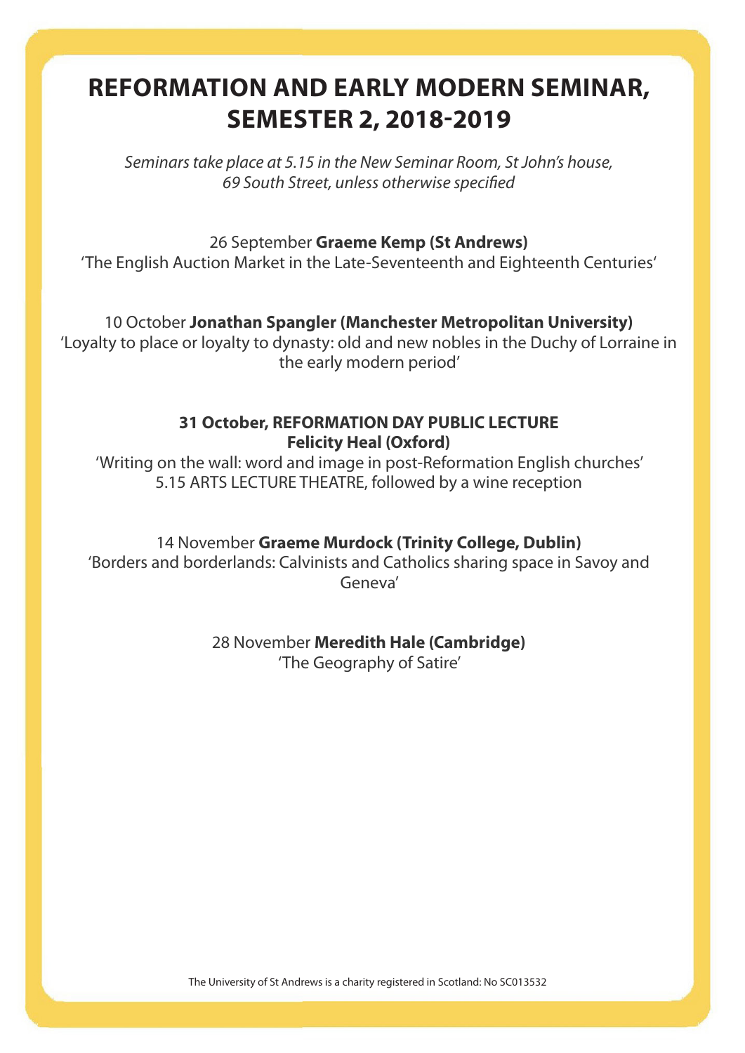# REFORMATION AND EARLY MODERN SEMINAR, SEMESTER 2, 2018-2019

*Seminars take place at 5.15 in the New Seminar Room, St John's house, 69 South Street, unless otherwise specified*

26 September **Graeme Kemp (St Andrews)**
'The English Auction Market in the Late-Seventeenth and Eighteenth Centuries'

10 October **Jonathan Spangler (Manchester Metropolitan University)**
'Loyalty to place or loyalty to dynasty: old and new nobles in the Duchy of Lorraine in the early modern period'

**31 October, REFORMATION DAY PUBLIC LECTURE**
**Felicity Heal (Oxford)**
'Writing on the wall: word and image in post-Reformation English churches'
5.15 ARTS LECTURE THEATRE, followed by a wine reception

14 November **Graeme Murdock (Trinity College, Dublin)**
'Borders and borderlands: Calvinists and Catholics sharing space in Savoy and Geneva'

28 November **Meredith Hale (Cambridge)**
'The Geography of Satire'

The University of St Andrews is a charity registered in Scotland: No SC013532